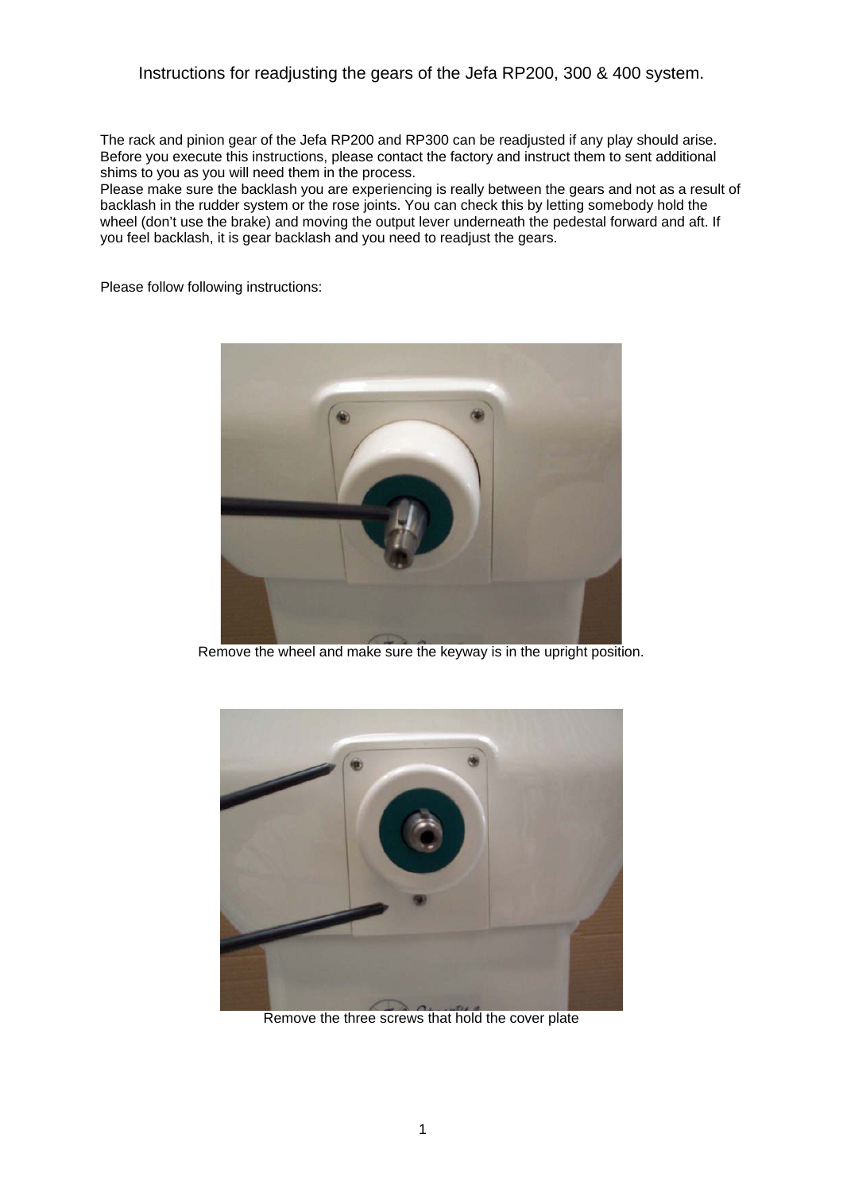# Instructions for readjusting the gears of the Jefa RP200, 300 & 400 system.

The rack and pinion gear of the Jefa RP200 and RP300 can be readjusted if any play should arise. Before you execute this instructions, please contact the factory and instruct them to sent additional shims to you as you will need them in the process.
Please make sure the backlash you are experiencing is really between the gears and not as a result of backlash in the rudder system or the rose joints. You can check this by letting somebody hold the wheel (don't use the brake) and moving the output lever underneath the pedestal forward and aft. If you feel backlash, it is gear backlash and you need to readjust the gears.

Please follow following instructions:

Remove the wheel and make sure the keyway is in the upright position.

Remove the three screws that hold the cover plate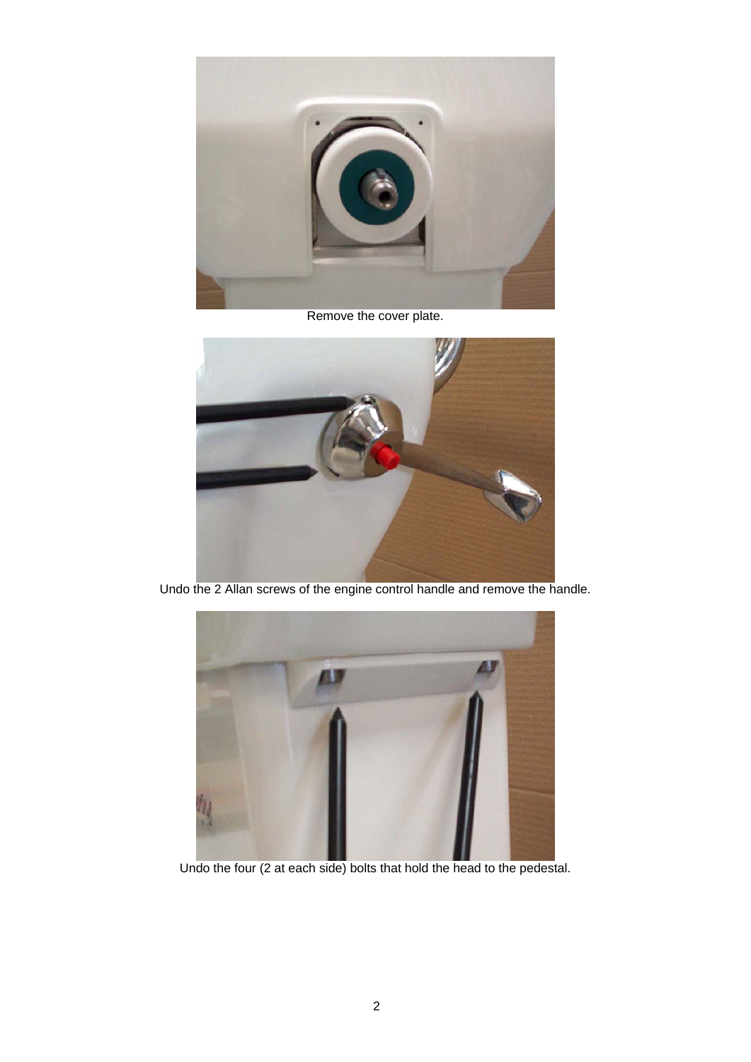Remove the cover plate.

Undo the 2 Allan screws of the engine control handle and remove the handle.

Undo the four (2 at each side) bolts that hold the head to the pedestal.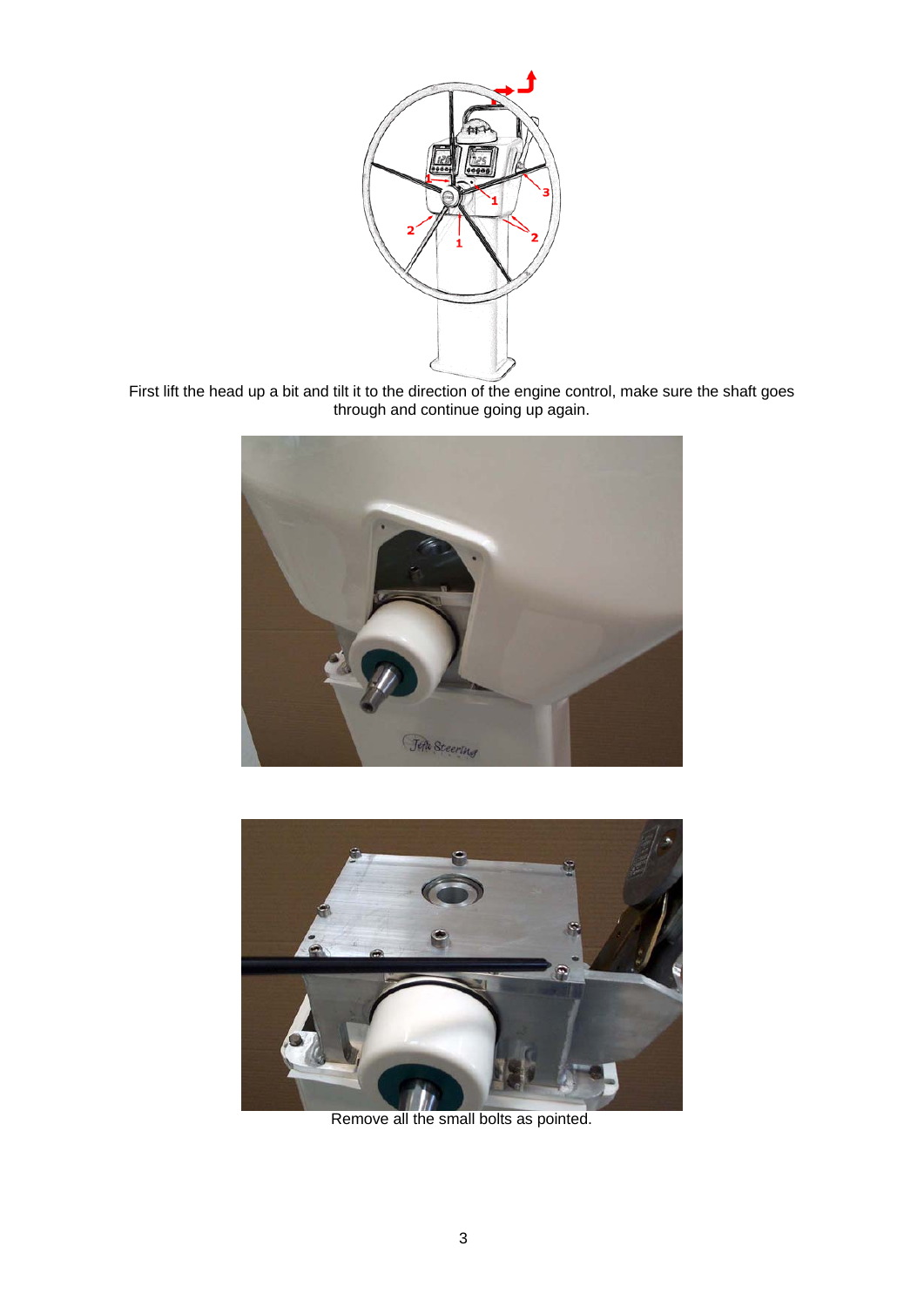First lift the head up a bit and tilt it to the direction of the engine control, make sure the shaft goes through and continue going up again.

Remove all the small bolts as pointed.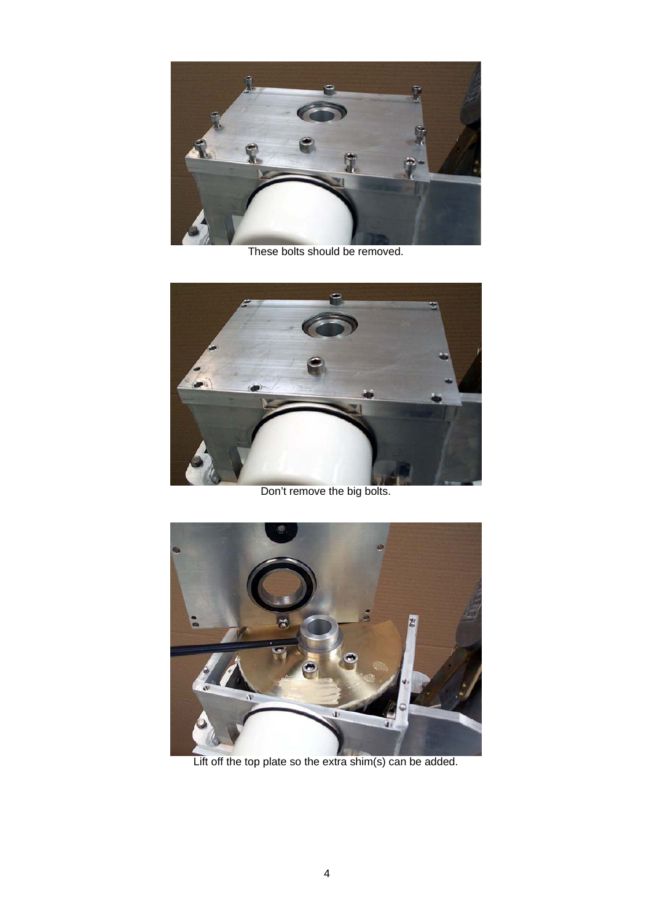These bolts should be removed.

Don’t remove the big bolts.

Lift off the top plate so the extra shim(s) can be added.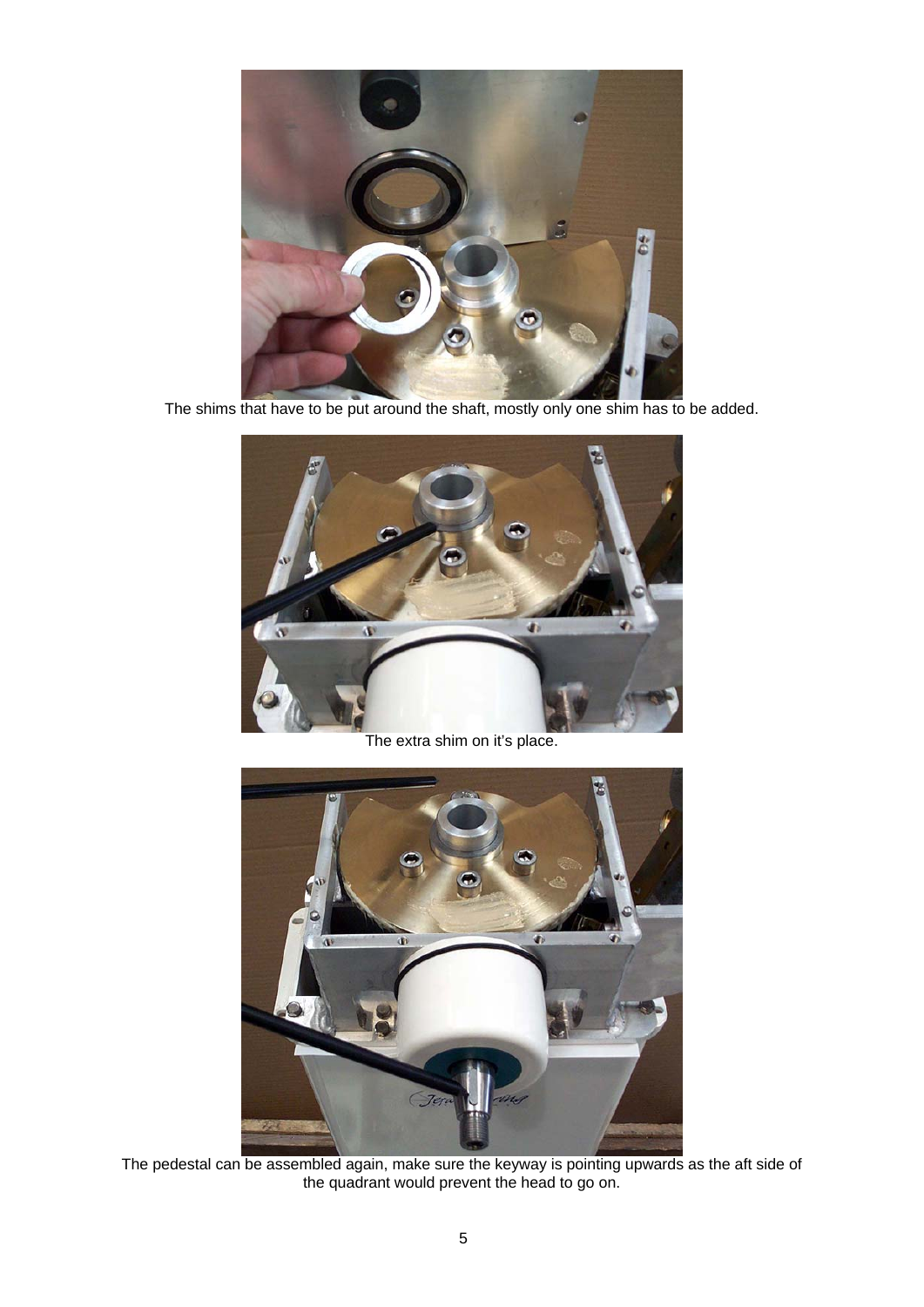The shims that have to be put around the shaft, mostly only one shim has to be added.

The extra shim on it's place.

The pedestal can be assembled again, make sure the keyway is pointing upwards as the aft side of the quadrant would prevent the head to go on.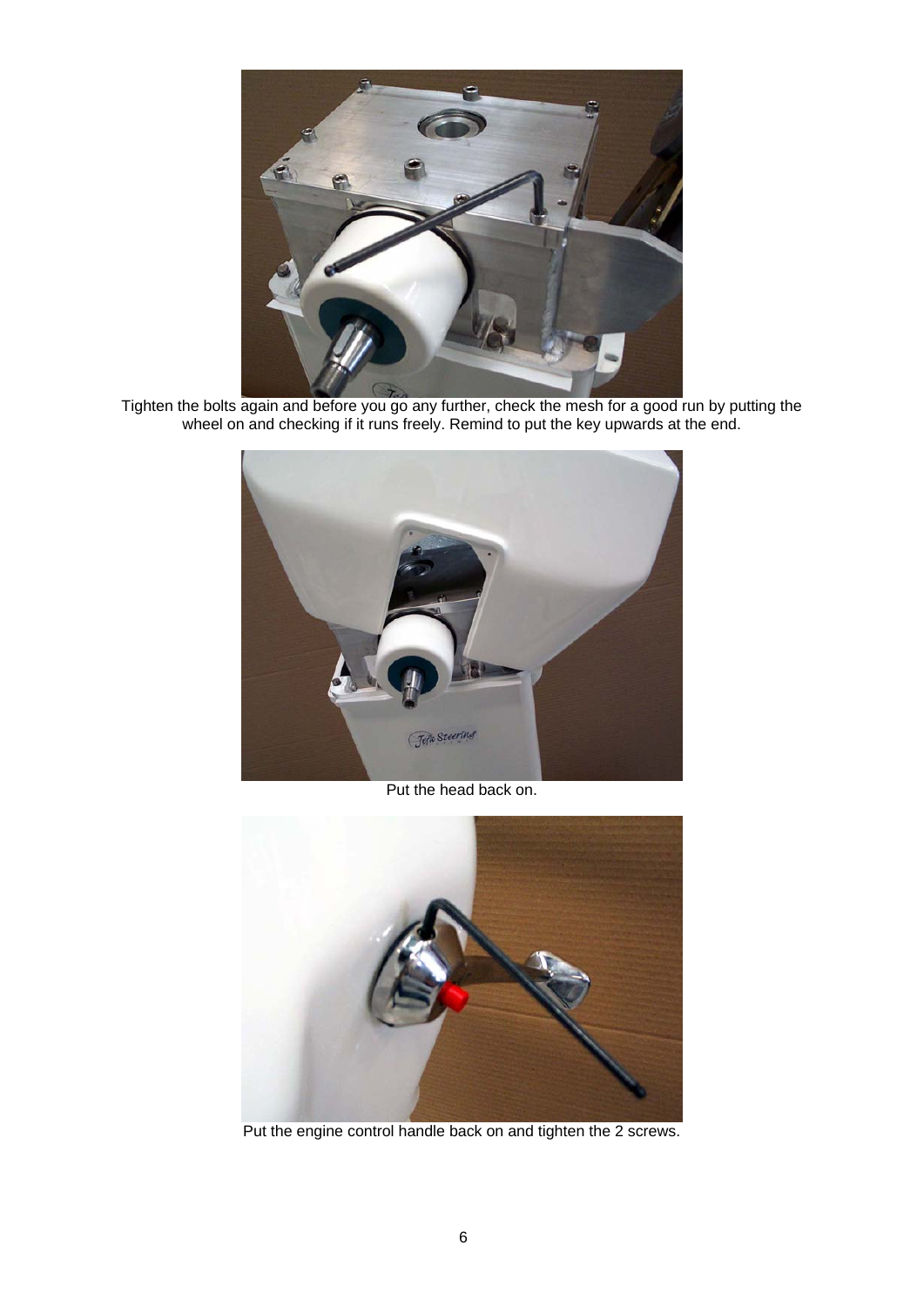Tighten the bolts again and before you go any further, check the mesh for a good run by putting the wheel on and checking if it runs freely. Remind to put the key upwards at the end.

Put the head back on.

Put the engine control handle back on and tighten the 2 screws.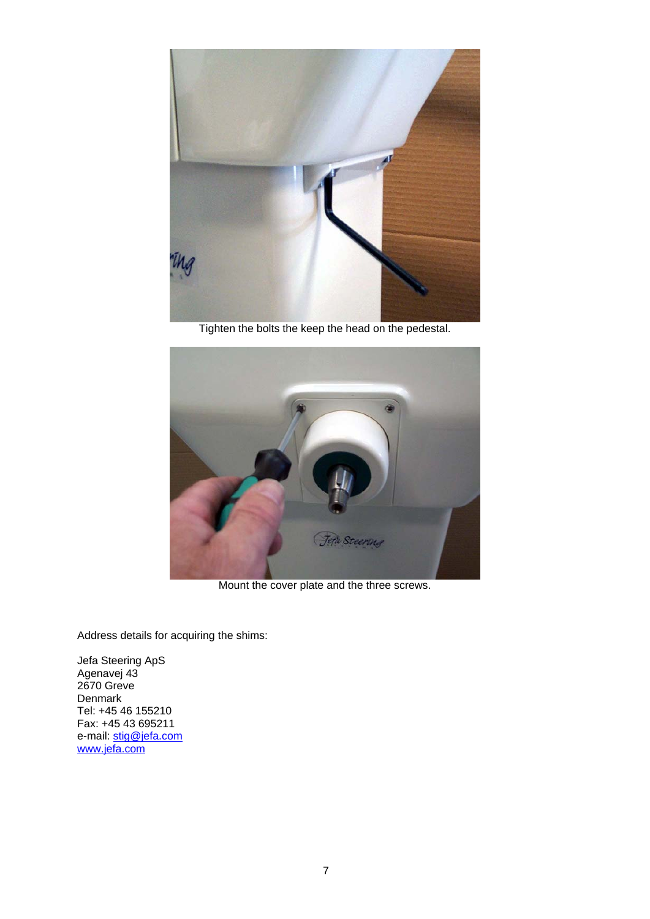Tighten the bolts the keep the head on the pedestal.

Mount the cover plate and the three screws.

Address details for acquiring the shims:

Jefa Steering ApS  
Agenavej 43  
2670 Greve  
Denmark  
Tel: +45 46 155210  
Fax: +45 43 695211  
e-mail: stig@jefa.com  
www.jefa.com